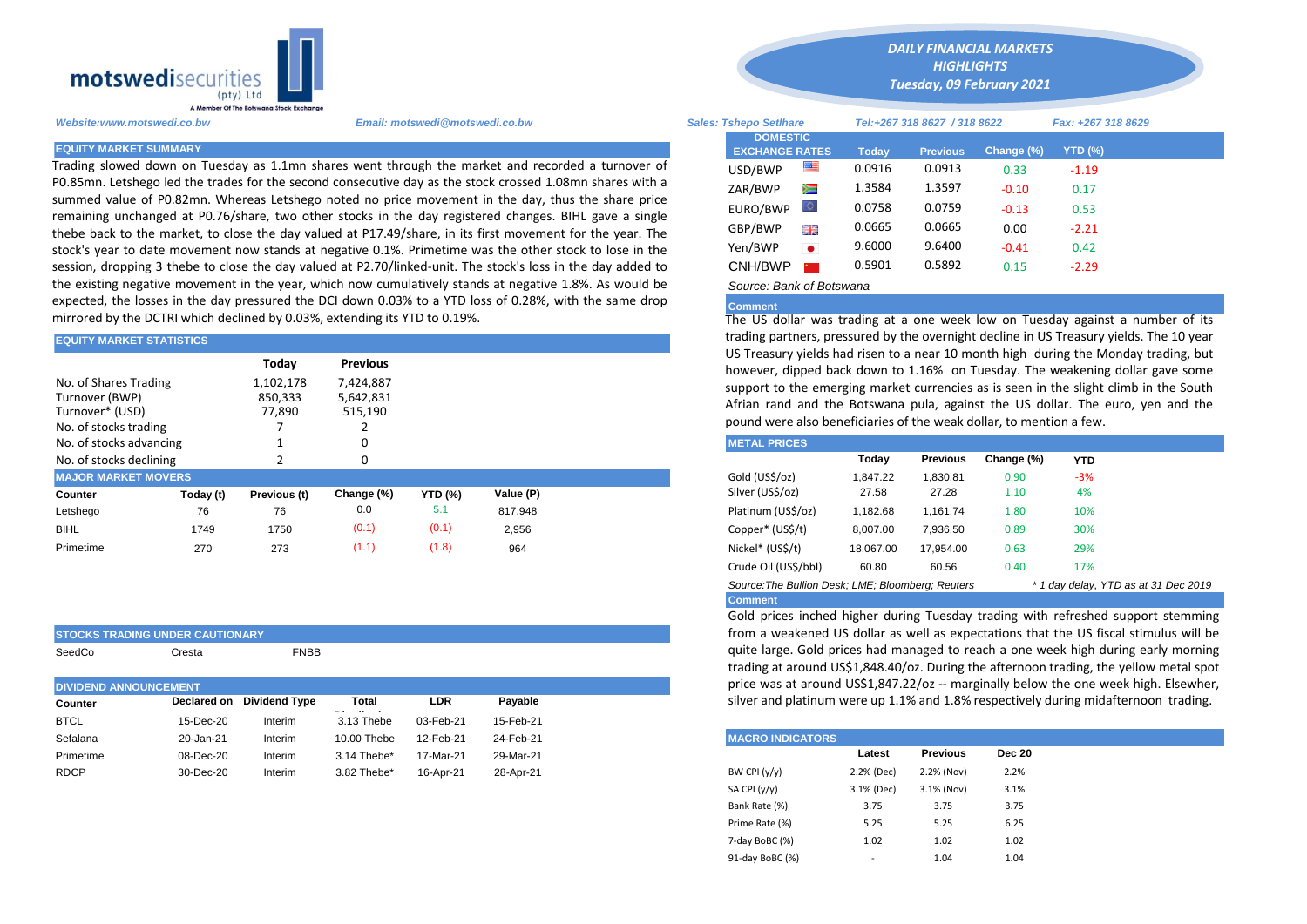motswedisecurities (pty) Ltd
A Member Of The Botswana Stock Exchange

# DAILY FINANCIAL MARKETS HIGHLIGHTS
*Tuesday, 09 February 2021*

*Website:www.motswedi.co.bw* *Email: motswedi@motswedi.co.bw* *Sales: Tshepo Setlhare* *Tel:+267 318 8627 / 318 8622* *Fax: +267 318 8629*

## EQUITY MARKET SUMMARY

Trading slowed down on Tuesday as 1.1mn shares went through the market and recorded a turnover of P0.85mn. Letshego led the trades for the second consecutive day as the stock crossed 1.08mn shares with a summed value of P0.82mn. Whereas Letshego noted no price movement in the day, thus the share price remaining unchanged at P0.76/share, two other stocks in the day registered changes. BIHL gave a single thebe back to the market, to close the day valued at P17.49/share, in its first movement for the year. The stock's year to date movement now stands at negative 0.1%. Primetime was the other stock to lose in the session, dropping 3 thebe to close the day valued at P2.70/linked-unit. The stock's loss in the day added to the existing negative movement in the year, which now cumulatively stands at negative 1.8%. As would be expected, the losses in the day pressured the DCI down 0.03% to a YTD loss of 0.28%, with the same drop mirrored by the DCTRI which declined by 0.03%, extending its YTD to 0.19%.

## EQUITY MARKET STATISTICS

| | Today | Previous |
|---|---|---|
| No. of Shares Trading | 1,102,178 | 7,424,887 |
| Turnover (BWP) | 850,333 | 5,642,831 |
| Turnover* (USD) | 77,890 | 515,190 |
| No. of stocks trading | 7 | 2 |
| No. of stocks advancing | 1 | 0 |
| No. of stocks declining | 2 | 0 |

## MAJOR MARKET MOVERS

| Counter | Today (t) | Previous (t) | Change (%) | YTD (%) | Value (P) |
|---|---|---|---|---|---|
| Letshego | 76 | 76 | 0.0 | 5.1 | 817,948 |
| BIHL | 1749 | 1750 | (0.1) | (0.1) | 2,956 |
| Primetime | 270 | 273 | (1.1) | (1.8) | 964 |

## STOCKS TRADING UNDER CAUTIONARY

SeedCo Cresta FNBB

## DIVIDEND ANNOUNCEMENT

| Counter | Declared on | Dividend Type | Total | LDR | Payable |
|---|---|---|---|---|---|
| BTCL | 15-Dec-20 | Interim | 3.13 Thebe | 03-Feb-21 | 15-Feb-21 |
| Sefalana | 20-Jan-21 | Interim | 10.00 Thebe | 12-Feb-21 | 24-Feb-21 |
| Primetime | 08-Dec-20 | Interim | 3.14 Thebe* | 17-Mar-21 | 29-Mar-21 |
| RDCP | 30-Dec-20 | Interim | 3.82 Thebe* | 16-Apr-21 | 28-Apr-21 |

## DOMESTIC EXCHANGE RATES

| DOMESTIC EXCHANGE RATES | Today | Previous | Change (%) | YTD (%) |
|---|---|---|---|---|
| USD/BWP | 0.0916 | 0.0913 | 0.33 | -1.19 |
| ZAR/BWP | 1.3584 | 1.3597 | -0.10 | 0.17 |
| EURO/BWP | 0.0758 | 0.0759 | -0.13 | 0.53 |
| GBP/BWP | 0.0665 | 0.0665 | 0.00 | -2.21 |
| Yen/BWP | 9.6000 | 9.6400 | -0.41 | 0.42 |
| CNH/BWP | 0.5901 | 0.5892 | 0.15 | -2.29 |

*Source: Bank of Botswana*

**Comment**

The US dollar was trading at a one week low on Tuesday against a number of its trading partners, pressured by the overnight decline in US Treasury yields. The 10 year US Treasury yields had risen to a near 10 month high during the Monday trading, but however, dipped back down to 1.16% on Tuesday. The weakening dollar gave some support to the emerging market currencies as is seen in the slight climb in the South Afrian rand and the Botswana pula, against the US dollar. The euro, yen and the pound were also beneficiaries of the weak dollar, to mention a few.

## METAL PRICES

| | Today | Previous | Change (%) | YTD |
|---|---|---|---|---|
| Gold (US$/oz) | 1,847.22 | 1,830.81 | 0.90 | -3% |
| Silver (US$/oz) | 27.58 | 27.28 | 1.10 | 4% |
| Platinum (US$/oz) | 1,182.68 | 1,161.74 | 1.80 | 10% |
| Copper* (US$/t) | 8,007.00 | 7,936.50 | 0.89 | 30% |
| Nickel* (US$/t) | 18,067.00 | 17,954.00 | 0.63 | 29% |
| Crude Oil (US$/bbl) | 60.80 | 60.56 | 0.40 | 17% |

*Source:The Bullion Desk; LME; Bloomberg; Reuters* *\* 1 day delay, YTD as at 31 Dec 2019*

**Comment**

Gold prices inched higher during Tuesday trading with refreshed support stemming from a weakened US dollar as well as expectations that the US fiscal stimulus will be quite large. Gold prices had managed to reach a one week high during early morning trading at around US$1,848.40/oz. During the afternoon trading, the yellow metal spot price was at around US$1,847.22/oz -- marginally below the one week high. Elsewher, silver and platinum were up 1.1% and 1.8% respectively during midafternoon trading.

## MACRO INDICATORS

| | Latest | Previous | Dec 20 |
|---|---|---|---|
| BW CPI (y/y) | 2.2% (Dec) | 2.2% (Nov) | 2.2% |
| SA CPI (y/y) | 3.1% (Dec) | 3.1% (Nov) | 3.1% |
| Bank Rate (%) | 3.75 | 3.75 | 3.75 |
| Prime Rate (%) | 5.25 | 5.25 | 6.25 |
| 7-day BoBC (%) | 1.02 | 1.02 | 1.02 |
| 91-day BoBC (%) | - | 1.04 | 1.04 |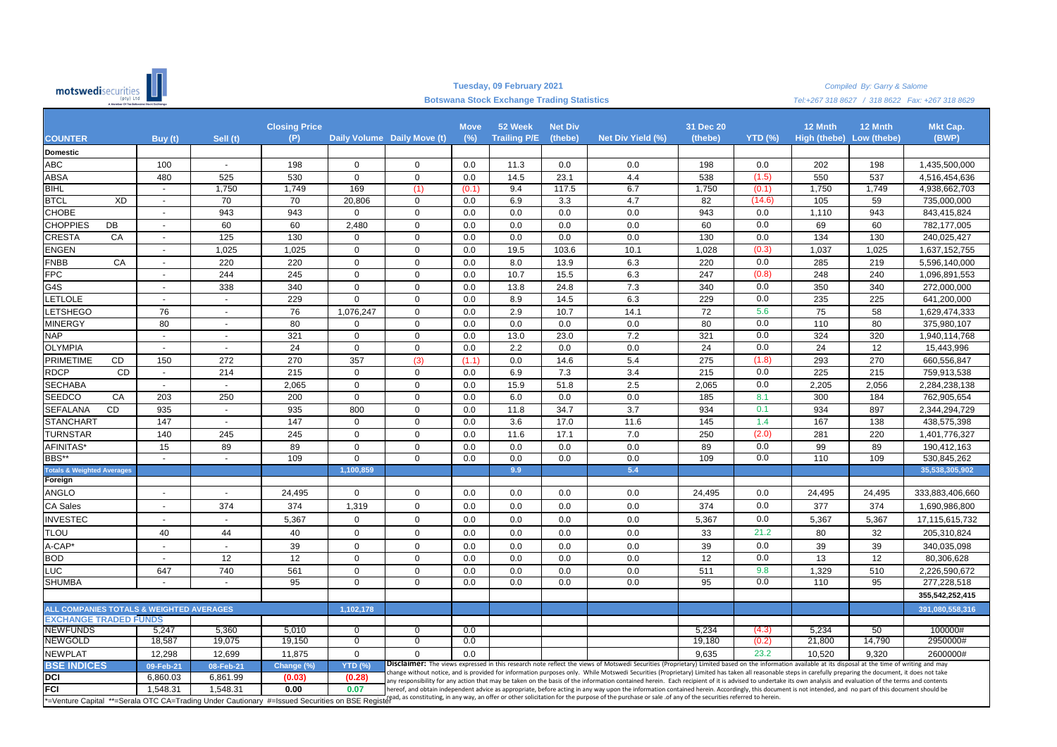**Tuesday, 09 February 2021**

**Botswana Stock Exchange Trading Statistics**

*Compiled By: Garry & Salome*

*Tel:+267 318 8627 / 318 8622 Fax: +267 318 8629*

| COUNTER | | Buy (t) | Sell (t) | Closing Price (P) | Daily Volume | Daily Move (t) | Move (%) | 52 Week Trailing P/E | Net Div (thebe) | Net Div Yield (%) | 31 Dec 20 (thebe) | YTD (%) | 12 Mnth High (thebe) | 12 Mnth Low (thebe) | Mkt Cap. (BWP) |
|---|---|---|---|---|---|---|---|---|---|---|---|---|---|---|---|
| **Domestic** | | | | | | | | | | | | | | | |
| ABC | | 100 | - | 198 | 0 | 0 | 0.0 | 11.3 | 0.0 | 0.0 | 198 | 0.0 | 202 | 198 | 1,435,500,000 |
| ABSA | | 480 | 525 | 530 | 0 | 0 | 0.0 | 14.5 | 23.1 | 4.4 | 538 | (1.5) | 550 | 537 | 4,516,454,636 |
| BIHL | | - | 1,750 | 1,749 | 169 | (1) | (0.1) | 9.4 | 117.5 | 6.7 | 1,750 | (0.1) | 1,750 | 1,749 | 4,938,662,703 |
| BTCL | XD | - | 70 | 70 | 20,806 | 0 | 0.0 | 6.9 | 3.3 | 4.7 | 82 | (14.6) | 105 | 59 | 735,000,000 |
| CHOBE | | - | 943 | 943 | 0 | 0 | 0.0 | 0.0 | 0.0 | 0.0 | 943 | 0.0 | 1,110 | 943 | 843,415,824 |
| CHOPPIES | DB | - | 60 | 60 | 2,480 | 0 | 0.0 | 0.0 | 0.0 | 0.0 | 60 | 0.0 | 69 | 60 | 782,177,005 |
| CRESTA | CA | - | 125 | 130 | 0 | 0 | 0.0 | 0.0 | 0.0 | 0.0 | 130 | 0.0 | 134 | 130 | 240,025,427 |
| ENGEN | | - | 1,025 | 1,025 | 0 | 0 | 0.0 | 19.5 | 103.6 | 10.1 | 1,028 | (0.3) | 1,037 | 1,025 | 1,637,152,755 |
| FNBB | CA | - | 220 | 220 | 0 | 0 | 0.0 | 8.0 | 13.9 | 6.3 | 220 | 0.0 | 285 | 219 | 5,596,140,000 |
| FPC | | - | 244 | 245 | 0 | 0 | 0.0 | 10.7 | 15.5 | 6.3 | 247 | (0.8) | 248 | 240 | 1,096,891,553 |
| G4S | | - | 338 | 340 | 0 | 0 | 0.0 | 13.8 | 24.8 | 7.3 | 340 | 0.0 | 350 | 340 | 272,000,000 |
| LETLOLE | | - | - | 229 | 0 | 0 | 0.0 | 8.9 | 14.5 | 6.3 | 229 | 0.0 | 235 | 225 | 641,200,000 |
| LETSHEGO | | 76 | - | 76 | 1,076,247 | 0 | 0.0 | 2.9 | 10.7 | 14.1 | 72 | 5.6 | 75 | 58 | 1,629,474,333 |
| MINERGY | | 80 | - | 80 | 0 | 0 | 0.0 | 0.0 | 0.0 | 0.0 | 80 | 0.0 | 110 | 80 | 375,980,107 |
| NAP | | - | - | 321 | 0 | 0 | 0.0 | 13.0 | 23.0 | 7.2 | 321 | 0.0 | 324 | 320 | 1,940,114,768 |
| OLYMPIA | | - | - | 24 | 0 | 0 | 0.0 | 2.2 | 0.0 | 0.0 | 24 | 0.0 | 24 | 12 | 15,443,996 |
| PRIMETIME | CD | 150 | 272 | 270 | 357 | (3) | (1.1) | 0.0 | 14.6 | 5.4 | 275 | (1.8) | 293 | 270 | 660,556,847 |
| RDCP | CD | - | 214 | 215 | 0 | 0 | 0.0 | 6.9 | 7.3 | 3.4 | 215 | 0.0 | 225 | 215 | 759,913,538 |
| SECHABA | | - | - | 2,065 | 0 | 0 | 0.0 | 15.9 | 51.8 | 2.5 | 2,065 | 0.0 | 2,205 | 2,056 | 2,284,238,138 |
| SEEDCO | CA | 203 | 250 | 200 | 0 | 0 | 0.0 | 6.0 | 0.0 | 0.0 | 185 | 8.1 | 300 | 184 | 762,905,654 |
| SEFALANA | CD | 935 | - | 935 | 800 | 0 | 0.0 | 11.8 | 34.7 | 3.7 | 934 | 0.1 | 934 | 897 | 2,344,294,729 |
| STANCHART | | 147 | - | 147 | 0 | 0 | 0.0 | 3.6 | 17.0 | 11.6 | 145 | 1.4 | 167 | 138 | 438,575,398 |
| TURNSTAR | | 140 | 245 | 245 | 0 | 0 | 0.0 | 11.6 | 17.1 | 7.0 | 250 | (2.0) | 281 | 220 | 1,401,776,327 |
| AFINITAS* | | 15 | 89 | 89 | 0 | 0 | 0.0 | 0.0 | 0.0 | 0.0 | 89 | 0.0 | 99 | 89 | 190,412,163 |
| BBS** | | - | - | 109 | 0 | 0 | 0.0 | 0.0 | 0.0 | 0.0 | 109 | 0.0 | 110 | 109 | 530,845,262 |
| **Totals & Weighted Averages** | | | | **1,100,859** | | | | **9.9** | | **5.4** | | | | | **35,538,305,902** |
| **Foreign** | | | | | | | | | | | | | | | |
| ANGLO | | - | - | 24,495 | 0 | 0 | 0.0 | 0.0 | 0.0 | 0.0 | 24,495 | 0.0 | 24,495 | 24,495 | 333,883,406,660 |
| CA Sales | | - | 374 | 374 | 1,319 | 0 | 0.0 | 0.0 | 0.0 | 0.0 | 374 | 0.0 | 377 | 374 | 1,690,986,800 |
| INVESTEC | | - | - | 5,367 | 0 | 0 | 0.0 | 0.0 | 0.0 | 0.0 | 5,367 | 0.0 | 5,367 | 5,367 | 17,115,615,732 |
| TLOU | | 40 | 44 | 40 | 0 | 0 | 0.0 | 0.0 | 0.0 | 0.0 | 33 | 21.2 | 80 | 32 | 205,310,824 |
| A-CAP* | | - | - | 39 | 0 | 0 | 0.0 | 0.0 | 0.0 | 0.0 | 39 | 0.0 | 39 | 39 | 340,035,098 |
| BOD | | - | 12 | 12 | 0 | 0 | 0.0 | 0.0 | 0.0 | 0.0 | 12 | 0.0 | 13 | 12 | 80,306,628 |
| LUC | | 647 | 740 | 561 | 0 | 0 | 0.0 | 0.0 | 0.0 | 0.0 | 511 | 9.8 | 1,329 | 510 | 2,226,590,672 |
| SHUMBA | | - | - | 95 | 0 | 0 | 0.0 | 0.0 | 0.0 | 0.0 | 95 | 0.0 | 110 | 95 | 277,228,518 |
| | | | | | | | | | | | | | | | **355,542,252,415** |
| **ALL COMPANIES TOTALS & WEIGHTED AVERAGES** | | | | **1,102,178** | | | | | | | | | | | **391,080,558,316** |
| **EXCHANGE TRADED FUNDS** | | | | | | | | | | | | | | | |
| NEWFUNDS | | 5,247 | 5,360 | 5,010 | 0 | 0 | 0.0 | | | | 5,234 | (4.3) | 5,234 | 50 | 100000# |
| NEWGOLD | | 18,587 | 19,075 | 19,150 | 0 | 0 | 0.0 | | | | 19,180 | (0.2) | 21,800 | 14,790 | 2950000# |
| NEWPLAT | | 12,298 | 12,699 | 11,875 | 0 | 0 | 0.0 | | | | 9,635 | 23.2 | 10,520 | 9,320 | 2600000# |

| BSE INDICES | 09-Feb-21 | 08-Feb-21 | Change (%) | YTD (%) |
|---|---|---|---|---|
| DCI | 6,860.03 | 6,861.99 | (0.03) | (0.28) |
| FCI | 1,548.31 | 1,548.31 | 0.00 | 0.07 |

*=Venture Capital **=Serala OTC CA=Trading Under Cautionary #=Issued Securities on BSE Register

**Disclaimer:** The views expressed in this research note reflect the views of Motswedi Securities (Proprietary) Limited based on the information available at its disposal at the time of writing and may change without notice, and is provided for information purposes only. While Motswedi Securities (Proprietary) Limited has taken all reasonable steps in carefully preparing the document, it does not take any responsibility for any action that may be taken on the basis of the information contained herein. Each recipient of it is advised to undertake its own analysis and evaluation of the terms and contents hereof, and obtain independent advice as appropriate, before acting in any way upon the information contained herein. Accordingly, this document is not intended, and no part of this document should be read, as constituting, in any way, an offer or other solicitation for the purpose of the purchase or sale .of any of the securities referred to herein.